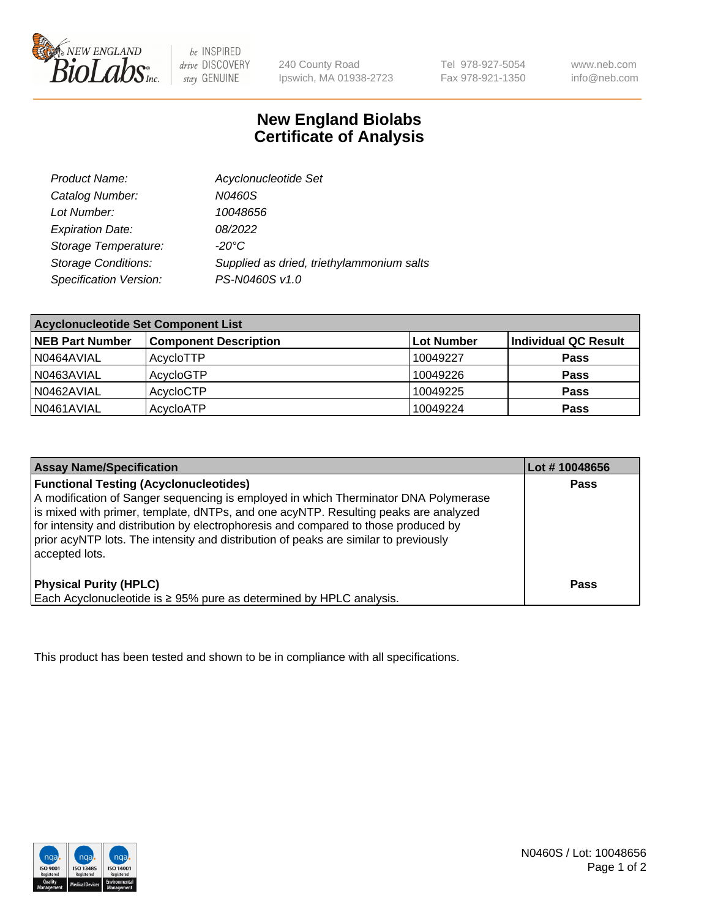# New England Biolabs
## Certificate of Analysis

| | |
|---|---|
| *Product Name:* | *Acyclonucleotide Set* |
| *Catalog Number:* | *N0460S* |
| *Lot Number:* | *10048656* |
| *Expiration Date:* | *08/2022* |
| *Storage Temperature:* | *-20°C* |
| *Storage Conditions:* | *Supplied as dried, triethylammonium salts* |
| *Specification Version:* | *PS-N0460S v1.0* |

| **Acyclonucleotide Set Component List** | | | |
|---|---|---|---|
| **NEB Part Number** | **Component Description** | **Lot Number** | **Individual QC Result** |
| N0464AVIAL | AcycloTTP | 10049227 | **Pass** |
| N0463AVIAL | AcycloGTP | 10049226 | **Pass** |
| N0462AVIAL | AcycloCTP | 10049225 | **Pass** |
| N0461AVIAL | AcycloATP | 10049224 | **Pass** |

| **Assay Name/Specification** | **Lot # 10048656** |
|---|---|
| **Functional Testing (Acyclonucleotides)**<br>A modification of Sanger sequencing is employed in which Therminator DNA Polymerase is mixed with primer, template, dNTPs, and one acyNTP. Resulting peaks are analyzed for intensity and distribution by electrophoresis and compared to those produced by prior acyNTP lots. The intensity and distribution of peaks are similar to previously accepted lots. | **Pass** |
| **Physical Purity (HPLC)**<br>Each Acyclonucleotide is ≥ 95% pure as determined by HPLC analysis. | **Pass** |

This product has been tested and shown to be in compliance with all specifications.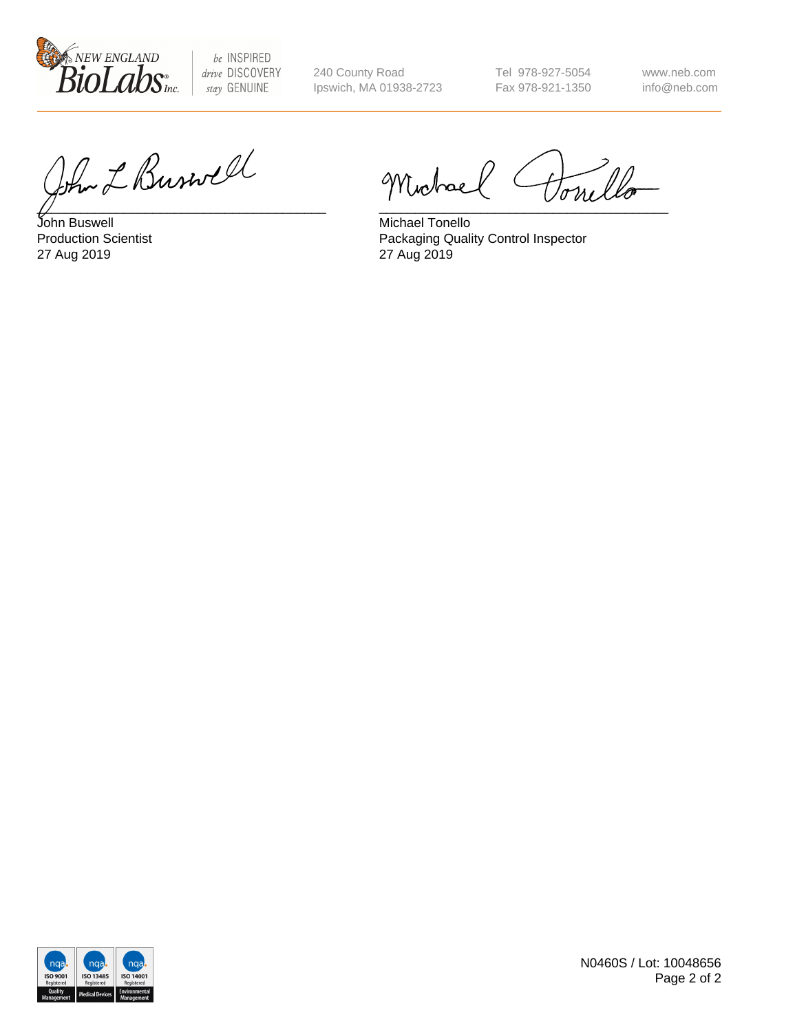NEW ENGLAND BioLabs Inc. | be INSPIRED drive DISCOVERY stay GENUINE | 240 County Road Ipswich, MA 01938-2723 | Tel 978-927-5054 Fax 978-921-1350 | www.neb.com info@neb.com

| | |
|---|---|
| John Buswell | Michael Tonello |
| Production Scientist | Packaging Quality Control Inspector |
| 27 Aug 2019 | 27 Aug 2019 |

nqa ISO 9001 Registered Quality Management | nqa ISO 13485 Registered Medical Devices | nqa ISO 14001 Registered Environmental Management

N0460S / Lot: 10048656